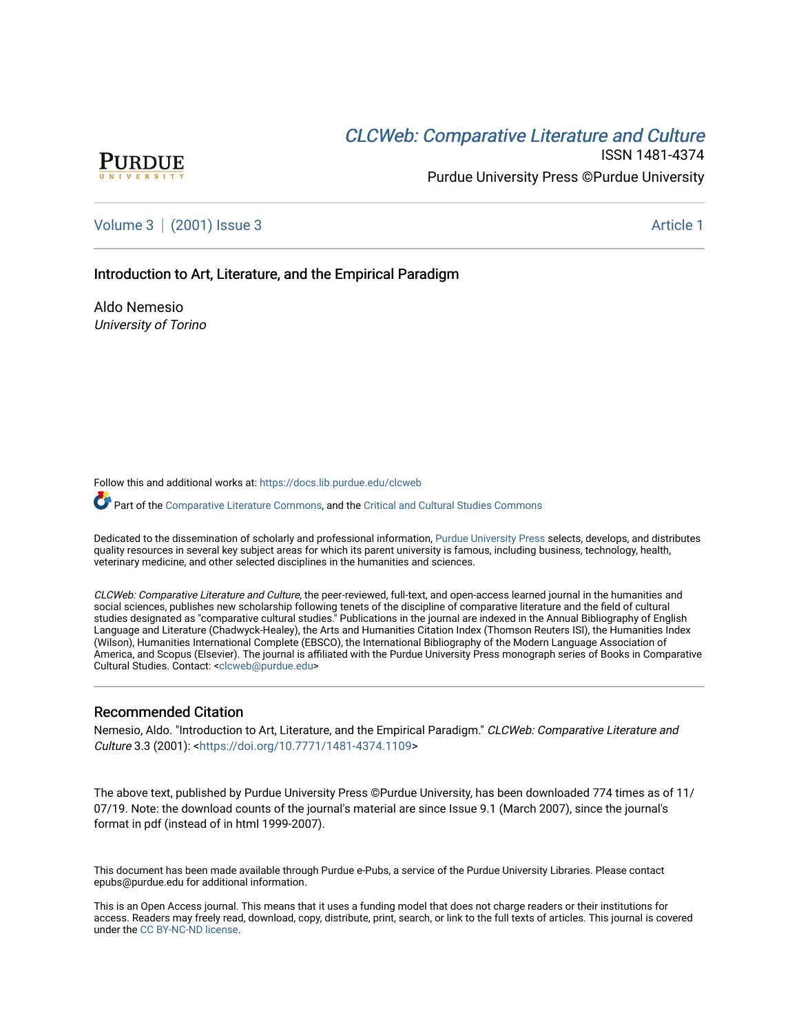PURDUE UNIVERSITY

[CLCWeb: Comparative Literature and Culture](https://docs.lib.purdue.edu/clcweb)

ISSN 1481-4374

Purdue University Press ©Purdue University

Volume 3 | (2001) Issue 3 Article 1

# Introduction to Art, Literature, and the Empirical Paradigm

Aldo Nemesio
*University of Torino*

Follow this and additional works at: https://docs.lib.purdue.edu/clcweb

Part of the Comparative Literature Commons, and the Critical and Cultural Studies Commons

Dedicated to the dissemination of scholarly and professional information, Purdue University Press selects, develops, and distributes quality resources in several key subject areas for which its parent university is famous, including business, technology, health, veterinary medicine, and other selected disciplines in the humanities and sciences.

*CLCWeb: Comparative Literature and Culture*, the peer-reviewed, full-text, and open-access learned journal in the humanities and social sciences, publishes new scholarship following tenets of the discipline of comparative literature and the field of cultural studies designated as "comparative cultural studies." Publications in the journal are indexed in the Annual Bibliography of English Language and Literature (Chadwyck-Healey), the Arts and Humanities Citation Index (Thomson Reuters ISI), the Humanities Index (Wilson), Humanities International Complete (EBSCO), the International Bibliography of the Modern Language Association of America, and Scopus (Elsevier). The journal is affiliated with the Purdue University Press monograph series of Books in Comparative Cultural Studies. Contact: <clcweb@purdue.edu>

## Recommended Citation

Nemesio, Aldo. "Introduction to Art, Literature, and the Empirical Paradigm." *CLCWeb: Comparative Literature and Culture* 3.3 (2001): <https://doi.org/10.7771/1481-4374.1109>

The above text, published by Purdue University Press ©Purdue University, has been downloaded 774 times as of 11/07/19. Note: the download counts of the journal's material are since Issue 9.1 (March 2007), since the journal's format in pdf (instead of in html 1999-2007).

This document has been made available through Purdue e-Pubs, a service of the Purdue University Libraries. Please contact epubs@purdue.edu for additional information.

This is an Open Access journal. This means that it uses a funding model that does not charge readers or their institutions for access. Readers may freely read, download, copy, distribute, print, search, or link to the full texts of articles. This journal is covered under the CC BY-NC-ND license.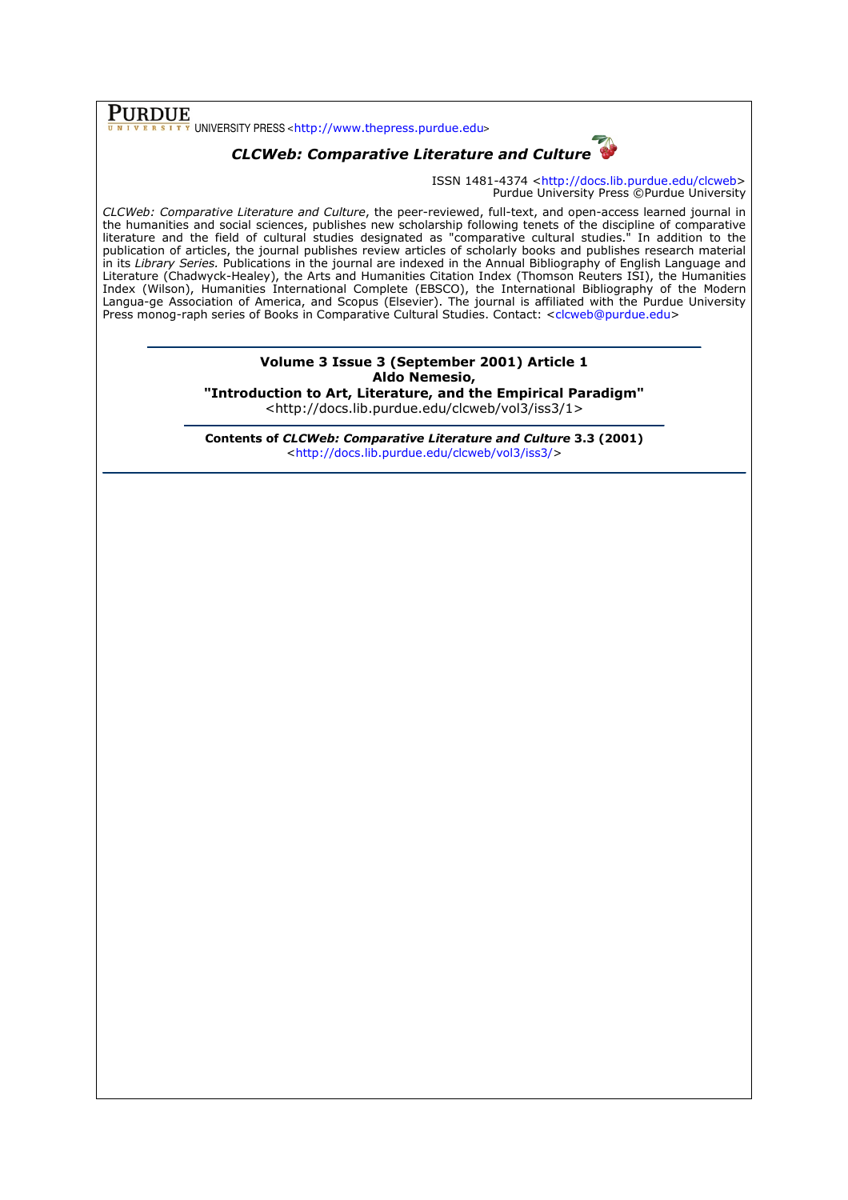**PURDUE** UNIVERSITY PRESS <http://www.thepress.purdue.edu>

## *CLCWeb: Comparative Literature and Culture*

ISSN 1481-4374 <http://docs.lib.purdue.edu/clcweb>
Purdue University Press ©Purdue University

*CLCWeb: Comparative Literature and Culture*, the peer-reviewed, full-text, and open-access learned journal in the humanities and social sciences, publishes new scholarship following tenets of the discipline of comparative literature and the field of cultural studies designated as "comparative cultural studies." In addition to the publication of articles, the journal publishes review articles of scholarly books and publishes research material in its *Library Series.* Publications in the journal are indexed in the Annual Bibliography of English Language and Literature (Chadwyck-Healey), the Arts and Humanities Citation Index (Thomson Reuters ISI), the Humanities Index (Wilson), Humanities International Complete (EBSCO), the International Bibliography of the Modern Langua-ge Association of America, and Scopus (Elsevier). The journal is affiliated with the Purdue University Press monog-raph series of Books in Comparative Cultural Studies. Contact: <clcweb@purdue.edu>

---

**Volume 3 Issue 3 (September 2001) Article 1**
**Aldo Nemesio,**
**"Introduction to Art, Literature, and the Empirical Paradigm"**
<http://docs.lib.purdue.edu/clcweb/vol3/iss3/1>

---

**Contents of *CLCWeb: Comparative Literature and Culture* 3.3 (2001)**
<http://docs.lib.purdue.edu/clcweb/vol3/iss3/>

---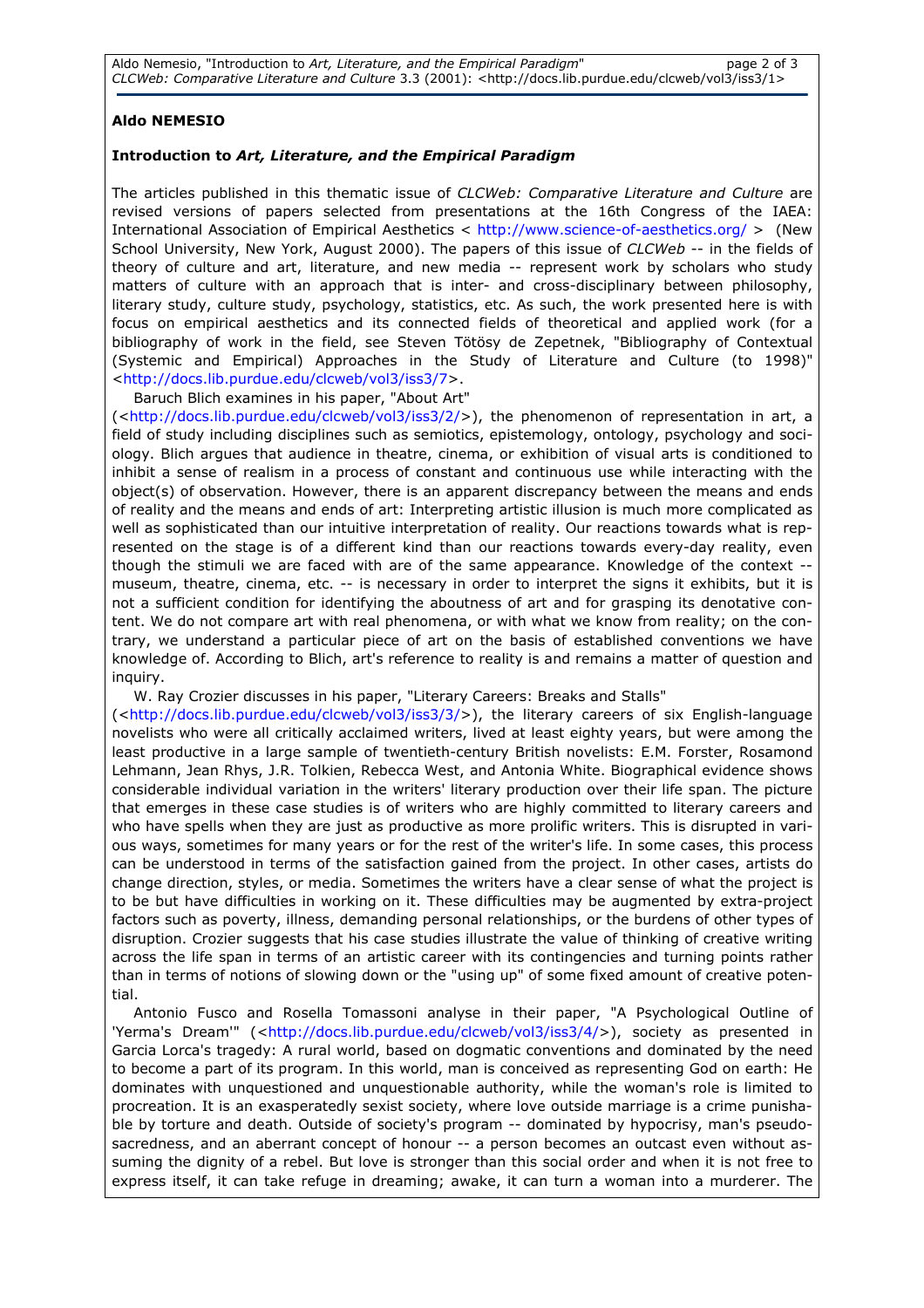**Aldo NEMESIO**

**Introduction to *Art, Literature, and the Empirical Paradigm***

The articles published in this thematic issue of *CLCWeb: Comparative Literature and Culture* are revised versions of papers selected from presentations at the 16th Congress of the IAEA: International Association of Empirical Aesthetics < http://www.science-of-aesthetics.org/ > (New School University, New York, August 2000). The papers of this issue of *CLCWeb* -- in the fields of theory of culture and art, literature, and new media -- represent work by scholars who study matters of culture with an approach that is inter- and cross-disciplinary between philosophy, literary study, culture study, psychology, statistics, etc. As such, the work presented here is with focus on empirical aesthetics and its connected fields of theoretical and applied work (for a bibliography of work in the field, see Steven Tötösy de Zepetnek, "Bibliography of Contextual (Systemic and Empirical) Approaches in the Study of Literature and Culture (to 1998)" <http://docs.lib.purdue.edu/clcweb/vol3/iss3/7>.

Baruch Blich examines in his paper, "About Art" (<http://docs.lib.purdue.edu/clcweb/vol3/iss3/2/>), the phenomenon of representation in art, a field of study including disciplines such as semiotics, epistemology, ontology, psychology and sociology. Blich argues that audience in theatre, cinema, or exhibition of visual arts is conditioned to inhibit a sense of realism in a process of constant and continuous use while interacting with the object(s) of observation. However, there is an apparent discrepancy between the means and ends of reality and the means and ends of art: Interpreting artistic illusion is much more complicated as well as sophisticated than our intuitive interpretation of reality. Our reactions towards what is represented on the stage is of a different kind than our reactions towards every-day reality, even though the stimuli we are faced with are of the same appearance. Knowledge of the context -- museum, theatre, cinema, etc. -- is necessary in order to interpret the signs it exhibits, but it is not a sufficient condition for identifying the aboutness of art and for grasping its denotative content. We do not compare art with real phenomena, or with what we know from reality; on the contrary, we understand a particular piece of art on the basis of established conventions we have knowledge of. According to Blich, art's reference to reality is and remains a matter of question and inquiry.

W. Ray Crozier discusses in his paper, "Literary Careers: Breaks and Stalls" (<http://docs.lib.purdue.edu/clcweb/vol3/iss3/3/>), the literary careers of six English-language novelists who were all critically acclaimed writers, lived at least eighty years, but were among the least productive in a large sample of twentieth-century British novelists: E.M. Forster, Rosamond Lehmann, Jean Rhys, J.R. Tolkien, Rebecca West, and Antonia White. Biographical evidence shows considerable individual variation in the writers' literary production over their life span. The picture that emerges in these case studies is of writers who are highly committed to literary careers and who have spells when they are just as productive as more prolific writers. This is disrupted in various ways, sometimes for many years or for the rest of the writer's life. In some cases, this process can be understood in terms of the satisfaction gained from the project. In other cases, artists do change direction, styles, or media. Sometimes the writers have a clear sense of what the project is to be but have difficulties in working on it. These difficulties may be augmented by extra-project factors such as poverty, illness, demanding personal relationships, or the burdens of other types of disruption. Crozier suggests that his case studies illustrate the value of thinking of creative writing across the life span in terms of an artistic career with its contingencies and turning points rather than in terms of notions of slowing down or the "using up" of some fixed amount of creative potential.

Antonio Fusco and Rosella Tomassoni analyse in their paper, "A Psychological Outline of 'Yerma's Dream'" (<http://docs.lib.purdue.edu/clcweb/vol3/iss3/4/>), society as presented in Garcia Lorca's tragedy: A rural world, based on dogmatic conventions and dominated by the need to become a part of its program. In this world, man is conceived as representing God on earth: He dominates with unquestioned and unquestionable authority, while the woman's role is limited to procreation. It is an exasperatedly sexist society, where love outside marriage is a crime punishable by torture and death. Outside of society's program -- dominated by hypocrisy, man's pseudo-sacredness, and an aberrant concept of honour -- a person becomes an outcast even without assuming the dignity of a rebel. But love is stronger than this social order and when it is not free to express itself, it can take refuge in dreaming; awake, it can turn a woman into a murderer. The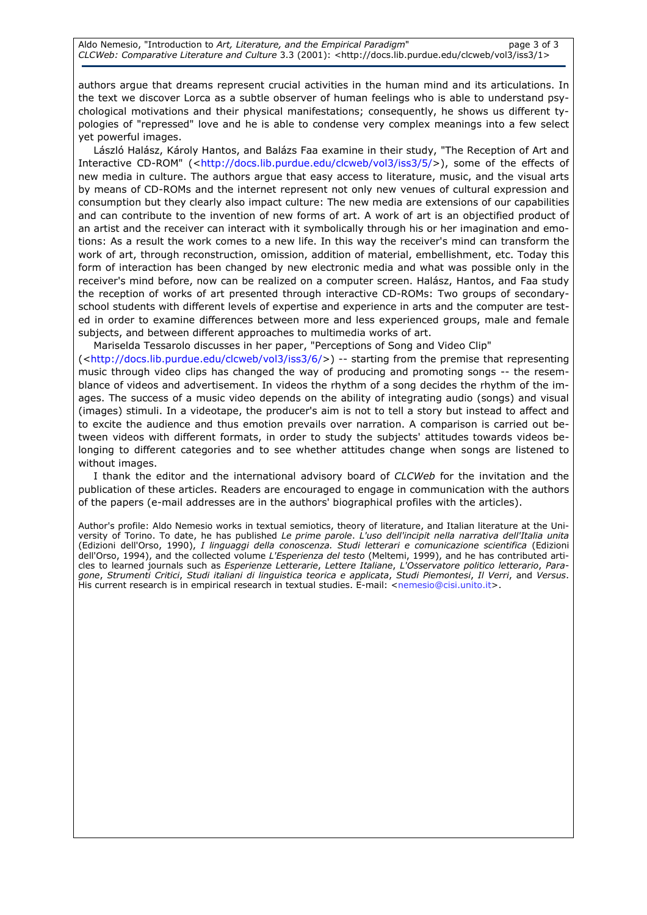authors argue that dreams represent crucial activities in the human mind and its articulations. In the text we discover Lorca as a subtle observer of human feelings who is able to understand psychological motivations and their physical manifestations; consequently, he shows us different typologies of "repressed" love and he is able to condense very complex meanings into a few select yet powerful images.

László Halász, Károly Hantos, and Balázs Faa examine in their study, "The Reception of Art and Interactive CD-ROM" (<http://docs.lib.purdue.edu/clcweb/vol3/iss3/5/>), some of the effects of new media in culture. The authors argue that easy access to literature, music, and the visual arts by means of CD-ROMs and the internet represent not only new venues of cultural expression and consumption but they clearly also impact culture: The new media are extensions of our capabilities and can contribute to the invention of new forms of art. A work of art is an objectified product of an artist and the receiver can interact with it symbolically through his or her imagination and emotions: As a result the work comes to a new life. In this way the receiver's mind can transform the work of art, through reconstruction, omission, addition of material, embellishment, etc. Today this form of interaction has been changed by new electronic media and what was possible only in the receiver's mind before, now can be realized on a computer screen. Halász, Hantos, and Faa study the reception of works of art presented through interactive CD-ROMs: Two groups of secondary-school students with different levels of expertise and experience in arts and the computer are tested in order to examine differences between more and less experienced groups, male and female subjects, and between different approaches to multimedia works of art.

Mariselda Tessarolo discusses in her paper, "Perceptions of Song and Video Clip" (<http://docs.lib.purdue.edu/clcweb/vol3/iss3/6/>) -- starting from the premise that representing music through video clips has changed the way of producing and promoting songs -- the resemblance of videos and advertisement. In videos the rhythm of a song decides the rhythm of the images. The success of a music video depends on the ability of integrating audio (songs) and visual (images) stimuli. In a videotape, the producer's aim is not to tell a story but instead to affect and to excite the audience and thus emotion prevails over narration. A comparison is carried out between videos with different formats, in order to study the subjects' attitudes towards videos belonging to different categories and to see whether attitudes change when songs are listened to without images.

I thank the editor and the international advisory board of *CLCWeb* for the invitation and the publication of these articles. Readers are encouraged to engage in communication with the authors of the papers (e-mail addresses are in the authors' biographical profiles with the articles).

Author's profile: Aldo Nemesio works in textual semiotics, theory of literature, and Italian literature at the University of Torino. To date, he has published *Le prime parole. L'uso dell'incipit nella narrativa dell'Italia unita* (Edizioni dell'Orso, 1990), *I linguaggi della conoscenza. Studi letterari e comunicazione scientifica* (Edizioni dell'Orso, 1994), and the collected volume *L'Esperienza del testo* (Meltemi, 1999), and he has contributed articles to learned journals such as *Esperienze Letterarie*, *Lettere Italiane*, *L'Osservatore politico letterario*, *Paragone*, *Strumenti Critici*, *Studi italiani di linguistica teorica e applicata*, *Studi Piemontesi*, *Il Verri*, and *Versus*. His current research is in empirical research in textual studies. E-mail: <nemesio@cisi.unito.it>.